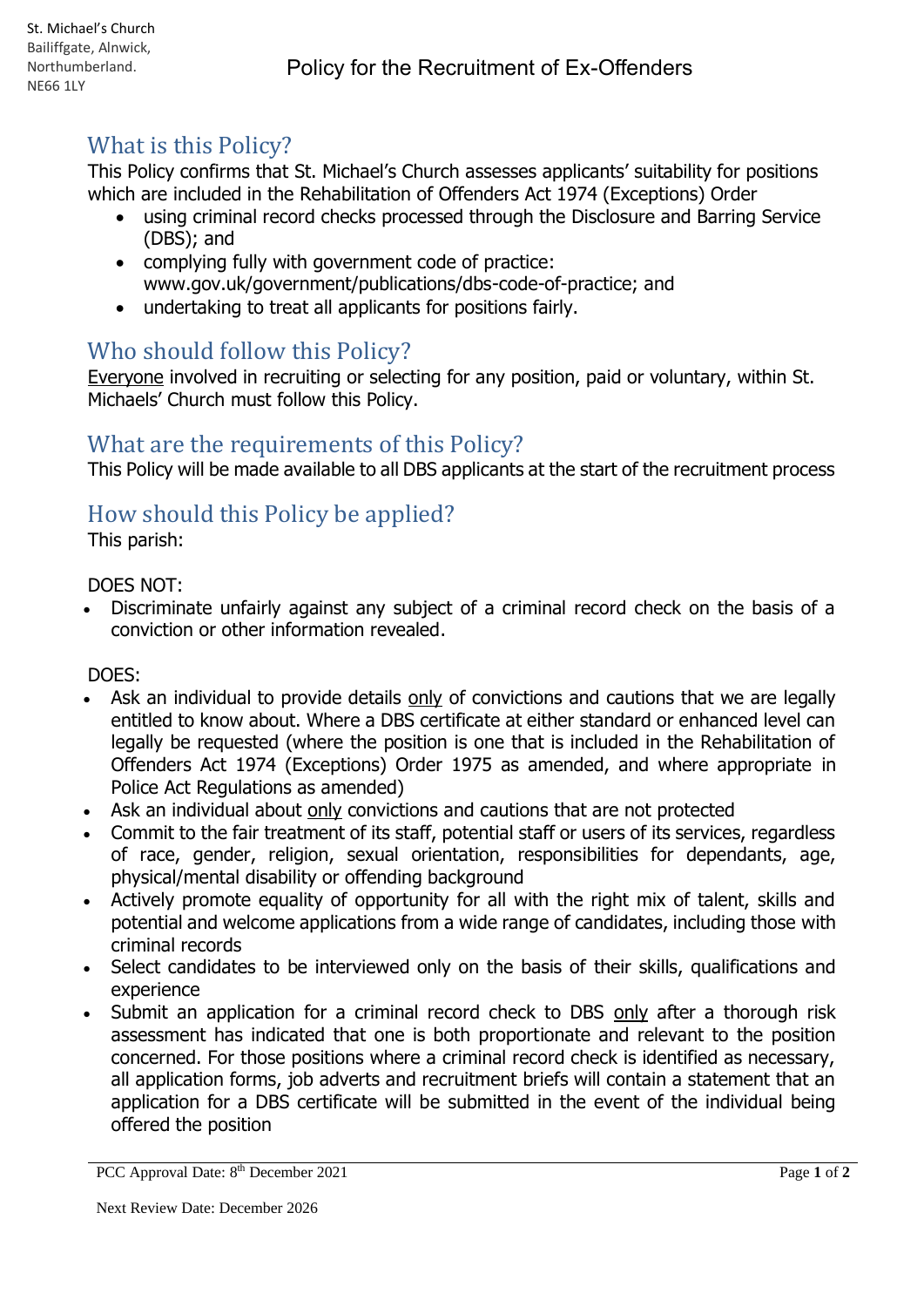St. Michael's Church
Bailiffgate, Alnwick,
Northumberland.
NE66 1LY

# Policy for the Recruitment of Ex-Offenders

## What is this Policy?

This Policy confirms that St. Michael's Church assesses applicants' suitability for positions which are included in the Rehabilitation of Offenders Act 1974 (Exceptions) Order

- using criminal record checks processed through the Disclosure and Barring Service (DBS); and
- complying fully with government code of practice: www.gov.uk/government/publications/dbs-code-of-practice; and
- undertaking to treat all applicants for positions fairly.

## Who should follow this Policy?

Everyone involved in recruiting or selecting for any position, paid or voluntary, within St. Michaels' Church must follow this Policy.

## What are the requirements of this Policy?

This Policy will be made available to all DBS applicants at the start of the recruitment process

## How should this Policy be applied?

This parish:

DOES NOT:

- Discriminate unfairly against any subject of a criminal record check on the basis of a conviction or other information revealed.

DOES:

- Ask an individual to provide details only of convictions and cautions that we are legally entitled to know about. Where a DBS certificate at either standard or enhanced level can legally be requested (where the position is one that is included in the Rehabilitation of Offenders Act 1974 (Exceptions) Order 1975 as amended, and where appropriate in Police Act Regulations as amended)
- Ask an individual about only convictions and cautions that are not protected
- Commit to the fair treatment of its staff, potential staff or users of its services, regardless of race, gender, religion, sexual orientation, responsibilities for dependants, age, physical/mental disability or offending background
- Actively promote equality of opportunity for all with the right mix of talent, skills and potential and welcome applications from a wide range of candidates, including those with criminal records
- Select candidates to be interviewed only on the basis of their skills, qualifications and experience
- Submit an application for a criminal record check to DBS only after a thorough risk assessment has indicated that one is both proportionate and relevant to the position concerned. For those positions where a criminal record check is identified as necessary, all application forms, job adverts and recruitment briefs will contain a statement that an application for a DBS certificate will be submitted in the event of the individual being offered the position

PCC Approval Date: 8th December 2021

Next Review Date: December 2026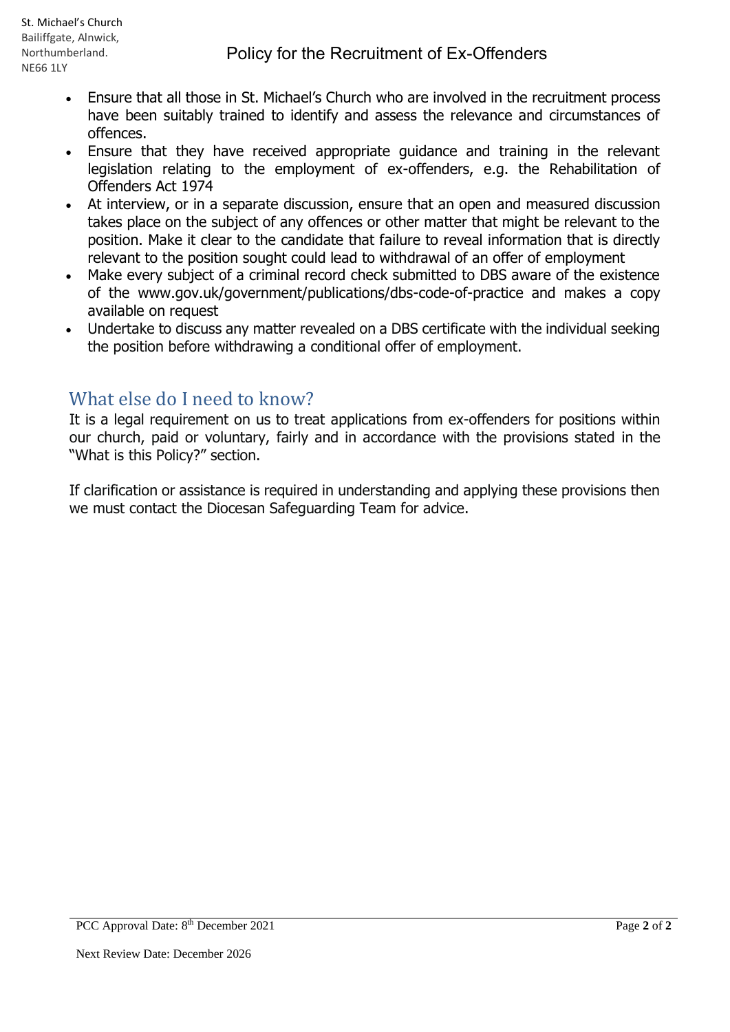- Ensure that all those in St. Michael's Church who are involved in the recruitment process have been suitably trained to identify and assess the relevance and circumstances of offences.
- Ensure that they have received appropriate guidance and training in the relevant legislation relating to the employment of ex-offenders, e.g. the Rehabilitation of Offenders Act 1974
- At interview, or in a separate discussion, ensure that an open and measured discussion takes place on the subject of any offences or other matter that might be relevant to the position. Make it clear to the candidate that failure to reveal information that is directly relevant to the position sought could lead to withdrawal of an offer of employment
- Make every subject of a criminal record check submitted to DBS aware of the existence of the www.gov.uk/government/publications/dbs-code-of-practice and makes a copy available on request
- Undertake to discuss any matter revealed on a DBS certificate with the individual seeking the position before withdrawing a conditional offer of employment.

## What else do I need to know?

It is a legal requirement on us to treat applications from ex-offenders for positions within our church, paid or voluntary, fairly and in accordance with the provisions stated in the "What is this Policy?" section.

If clarification or assistance is required in understanding and applying these provisions then we must contact the Diocesan Safeguarding Team for advice.

PCC Approval Date: 8th December 2021

Next Review Date: December 2026